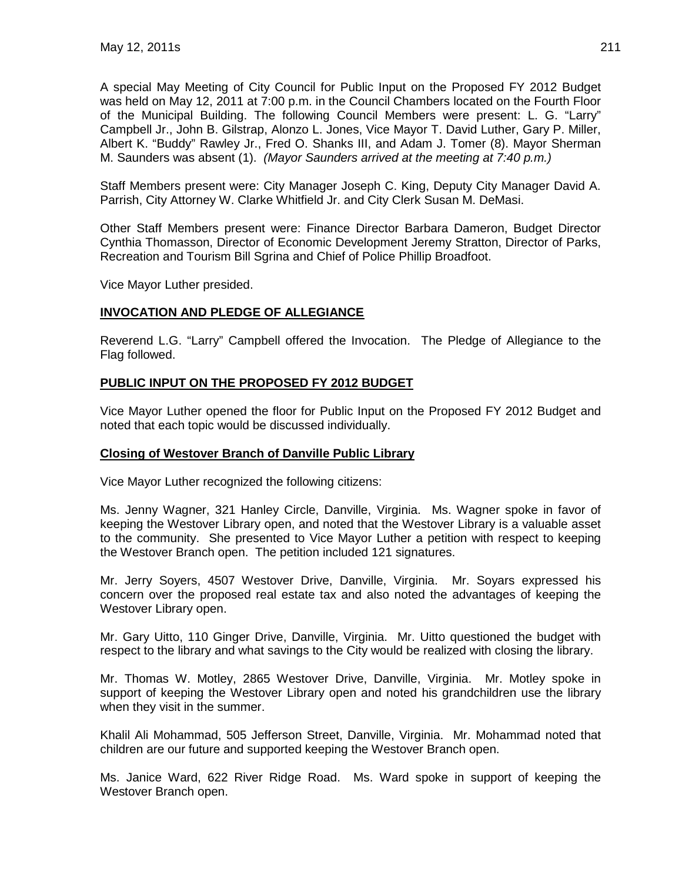A special May Meeting of City Council for Public Input on the Proposed FY 2012 Budget was held on May 12, 2011 at 7:00 p.m. in the Council Chambers located on the Fourth Floor of the Municipal Building. The following Council Members were present: L. G. "Larry" Campbell Jr., John B. Gilstrap, Alonzo L. Jones, Vice Mayor T. David Luther, Gary P. Miller, Albert K. "Buddy" Rawley Jr., Fred O. Shanks III, and Adam J. Tomer (8). Mayor Sherman M. Saunders was absent (1). *(Mayor Saunders arrived at the meeting at 7:40 p.m.)*

Staff Members present were: City Manager Joseph C. King, Deputy City Manager David A. Parrish, City Attorney W. Clarke Whitfield Jr. and City Clerk Susan M. DeMasi.

Other Staff Members present were: Finance Director Barbara Dameron, Budget Director Cynthia Thomasson, Director of Economic Development Jeremy Stratton, Director of Parks, Recreation and Tourism Bill Sgrina and Chief of Police Phillip Broadfoot.

Vice Mayor Luther presided.

## INVOCATION AND PLEDGE OF ALLEGIANCE

Reverend L.G. "Larry" Campbell offered the Invocation. The Pledge of Allegiance to the Flag followed.

## PUBLIC INPUT ON THE PROPOSED FY 2012 BUDGET

Vice Mayor Luther opened the floor for Public Input on the Proposed FY 2012 Budget and noted that each topic would be discussed individually.

### Closing of Westover Branch of Danville Public Library

Vice Mayor Luther recognized the following citizens:

Ms. Jenny Wagner, 321 Hanley Circle, Danville, Virginia. Ms. Wagner spoke in favor of keeping the Westover Library open, and noted that the Westover Library is a valuable asset to the community. She presented to Vice Mayor Luther a petition with respect to keeping the Westover Branch open. The petition included 121 signatures.

Mr. Jerry Soyers, 4507 Westover Drive, Danville, Virginia. Mr. Soyars expressed his concern over the proposed real estate tax and also noted the advantages of keeping the Westover Library open.

Mr. Gary Uitto, 110 Ginger Drive, Danville, Virginia. Mr. Uitto questioned the budget with respect to the library and what savings to the City would be realized with closing the library.

Mr. Thomas W. Motley, 2865 Westover Drive, Danville, Virginia. Mr. Motley spoke in support of keeping the Westover Library open and noted his grandchildren use the library when they visit in the summer.

Khalil Ali Mohammad, 505 Jefferson Street, Danville, Virginia. Mr. Mohammad noted that children are our future and supported keeping the Westover Branch open.

Ms. Janice Ward, 622 River Ridge Road. Ms. Ward spoke in support of keeping the Westover Branch open.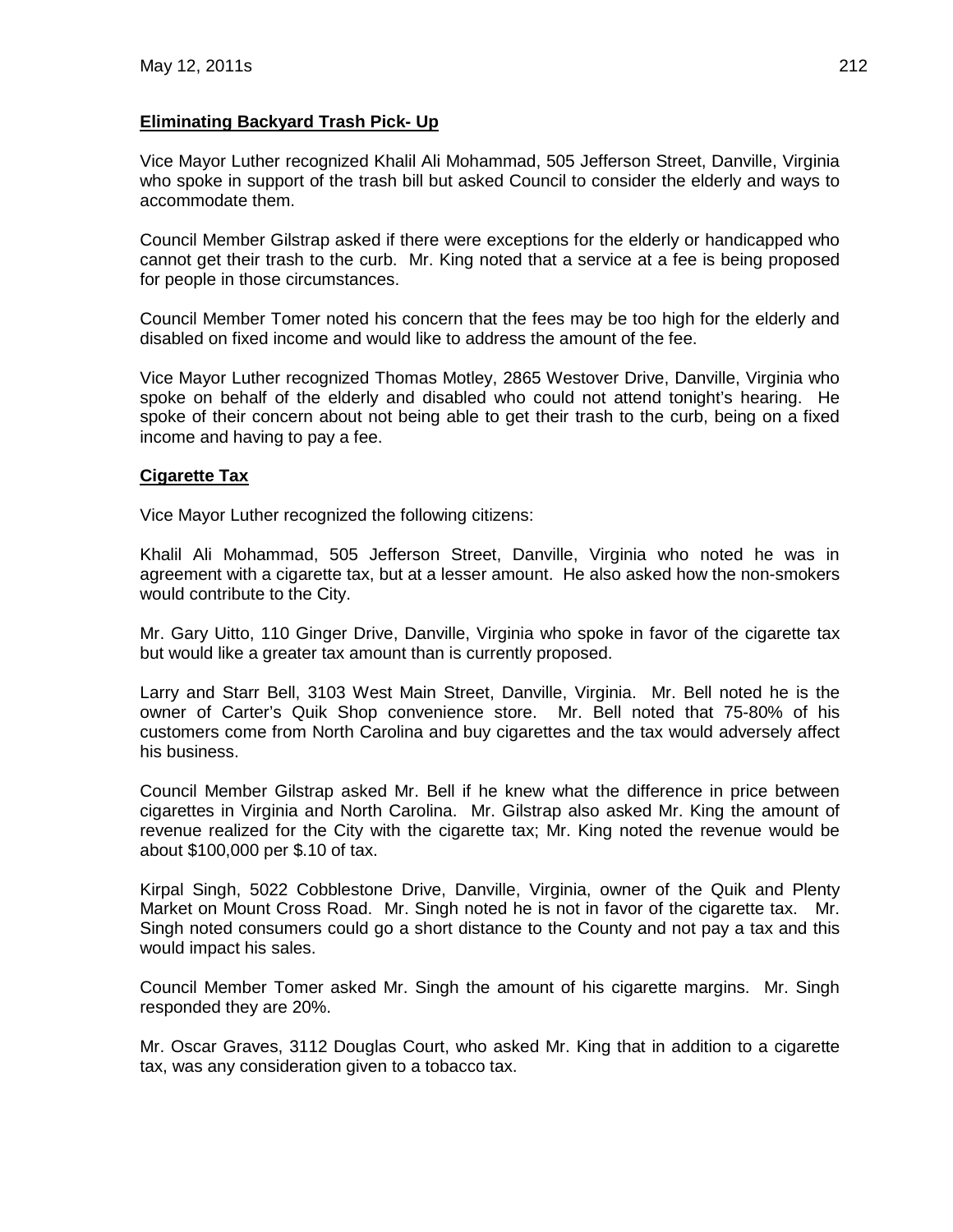## Eliminating Backyard Trash Pick- Up

Vice Mayor Luther recognized Khalil Ali Mohammad, 505 Jefferson Street, Danville, Virginia who spoke in support of the trash bill but asked Council to consider the elderly and ways to accommodate them.

Council Member Gilstrap asked if there were exceptions for the elderly or handicapped who cannot get their trash to the curb. Mr. King noted that a service at a fee is being proposed for people in those circumstances.

Council Member Tomer noted his concern that the fees may be too high for the elderly and disabled on fixed income and would like to address the amount of the fee.

Vice Mayor Luther recognized Thomas Motley, 2865 Westover Drive, Danville, Virginia who spoke on behalf of the elderly and disabled who could not attend tonight's hearing. He spoke of their concern about not being able to get their trash to the curb, being on a fixed income and having to pay a fee.

## Cigarette Tax

Vice Mayor Luther recognized the following citizens:

Khalil Ali Mohammad, 505 Jefferson Street, Danville, Virginia who noted he was in agreement with a cigarette tax, but at a lesser amount. He also asked how the non-smokers would contribute to the City.

Mr. Gary Uitto, 110 Ginger Drive, Danville, Virginia who spoke in favor of the cigarette tax but would like a greater tax amount than is currently proposed.

Larry and Starr Bell, 3103 West Main Street, Danville, Virginia. Mr. Bell noted he is the owner of Carter's Quik Shop convenience store. Mr. Bell noted that 75-80% of his customers come from North Carolina and buy cigarettes and the tax would adversely affect his business.

Council Member Gilstrap asked Mr. Bell if he knew what the difference in price between cigarettes in Virginia and North Carolina. Mr. Gilstrap also asked Mr. King the amount of revenue realized for the City with the cigarette tax; Mr. King noted the revenue would be about $100,000 per $.10 of tax.

Kirpal Singh, 5022 Cobblestone Drive, Danville, Virginia, owner of the Quik and Plenty Market on Mount Cross Road. Mr. Singh noted he is not in favor of the cigarette tax. Mr. Singh noted consumers could go a short distance to the County and not pay a tax and this would impact his sales.

Council Member Tomer asked Mr. Singh the amount of his cigarette margins. Mr. Singh responded they are 20%.

Mr. Oscar Graves, 3112 Douglas Court, who asked Mr. King that in addition to a cigarette tax, was any consideration given to a tobacco tax.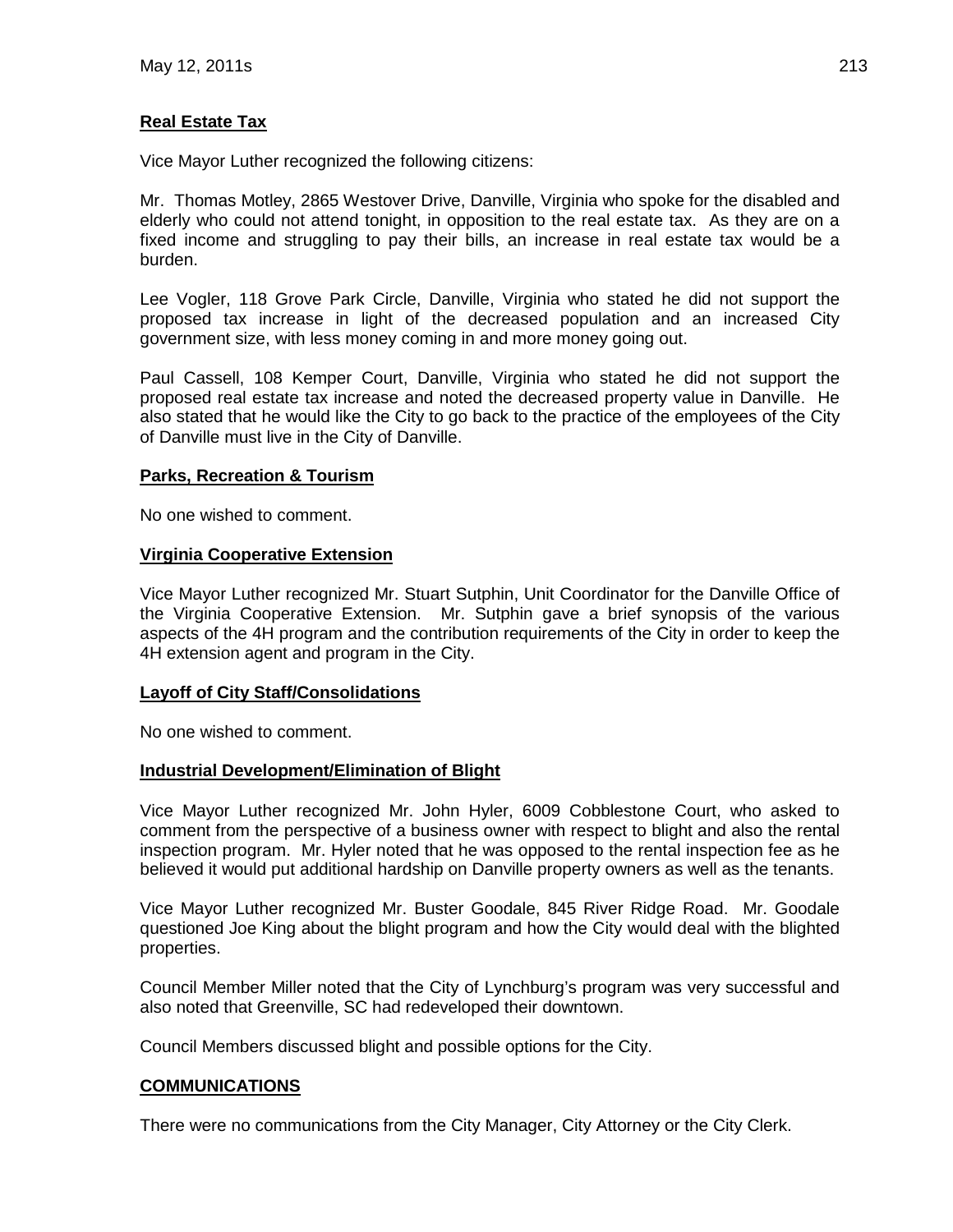**Real Estate Tax**

Vice Mayor Luther recognized the following citizens:

Mr. Thomas Motley, 2865 Westover Drive, Danville, Virginia who spoke for the disabled and elderly who could not attend tonight, in opposition to the real estate tax. As they are on a fixed income and struggling to pay their bills, an increase in real estate tax would be a burden.

Lee Vogler, 118 Grove Park Circle, Danville, Virginia who stated he did not support the proposed tax increase in light of the decreased population and an increased City government size, with less money coming in and more money going out.

Paul Cassell, 108 Kemper Court, Danville, Virginia who stated he did not support the proposed real estate tax increase and noted the decreased property value in Danville. He also stated that he would like the City to go back to the practice of the employees of the City of Danville must live in the City of Danville.

**Parks, Recreation & Tourism**

No one wished to comment.

**Virginia Cooperative Extension**

Vice Mayor Luther recognized Mr. Stuart Sutphin, Unit Coordinator for the Danville Office of the Virginia Cooperative Extension. Mr. Sutphin gave a brief synopsis of the various aspects of the 4H program and the contribution requirements of the City in order to keep the 4H extension agent and program in the City.

**Layoff of City Staff/Consolidations**

No one wished to comment.

**Industrial Development/Elimination of Blight**

Vice Mayor Luther recognized Mr. John Hyler, 6009 Cobblestone Court, who asked to comment from the perspective of a business owner with respect to blight and also the rental inspection program. Mr. Hyler noted that he was opposed to the rental inspection fee as he believed it would put additional hardship on Danville property owners as well as the tenants.

Vice Mayor Luther recognized Mr. Buster Goodale, 845 River Ridge Road. Mr. Goodale questioned Joe King about the blight program and how the City would deal with the blighted properties.

Council Member Miller noted that the City of Lynchburg's program was very successful and also noted that Greenville, SC had redeveloped their downtown.

Council Members discussed blight and possible options for the City.

**COMMUNICATIONS**

There were no communications from the City Manager, City Attorney or the City Clerk.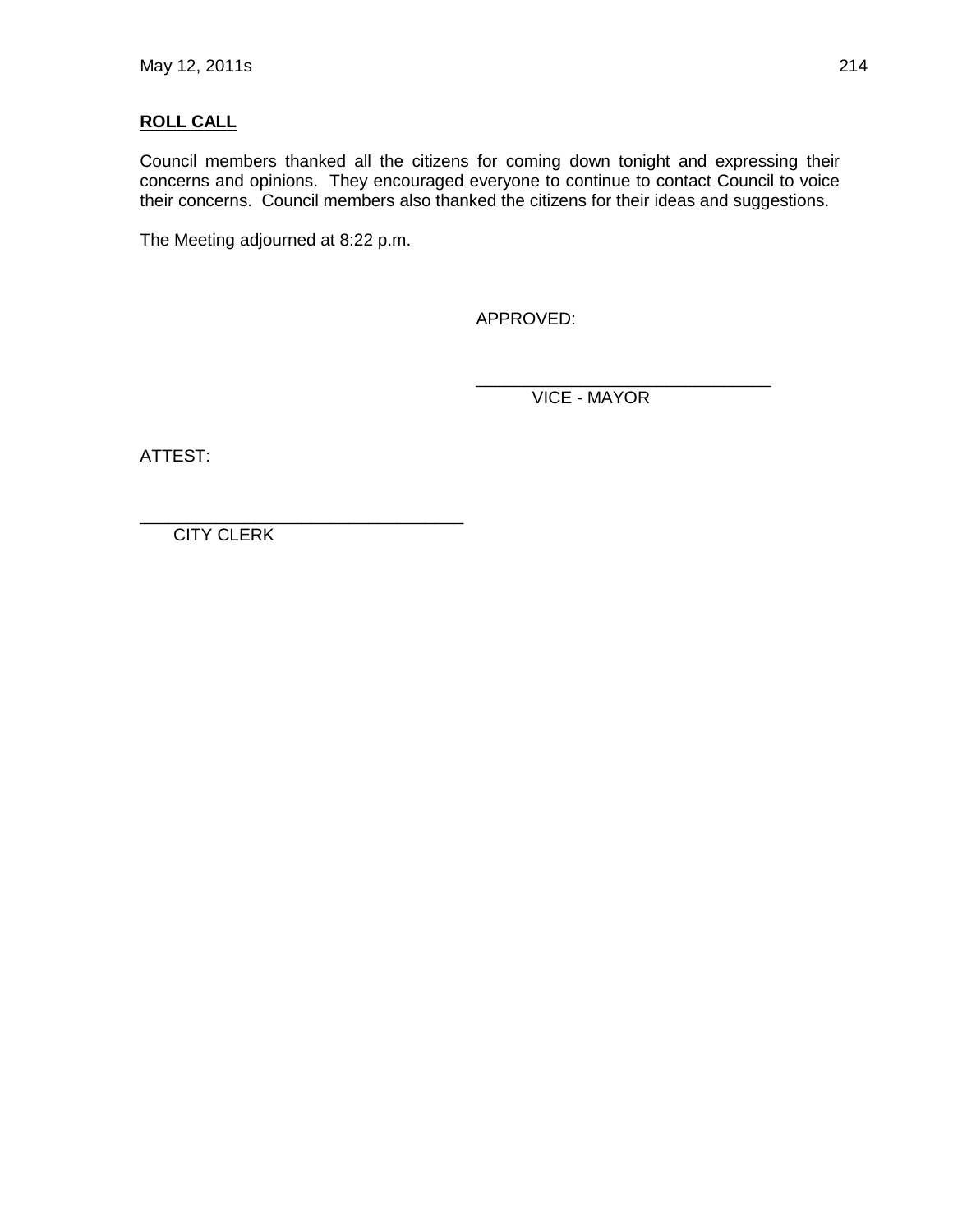**ROLL CALL**

Council members thanked all the citizens for coming down tonight and expressing their concerns and opinions. They encouraged everyone to continue to contact Council to voice their concerns. Council members also thanked the citizens for their ideas and suggestions.

The Meeting adjourned at 8:22 p.m.

APPROVED:

_______________________________
VICE - MAYOR

ATTEST:

_______________________________
CITY CLERK